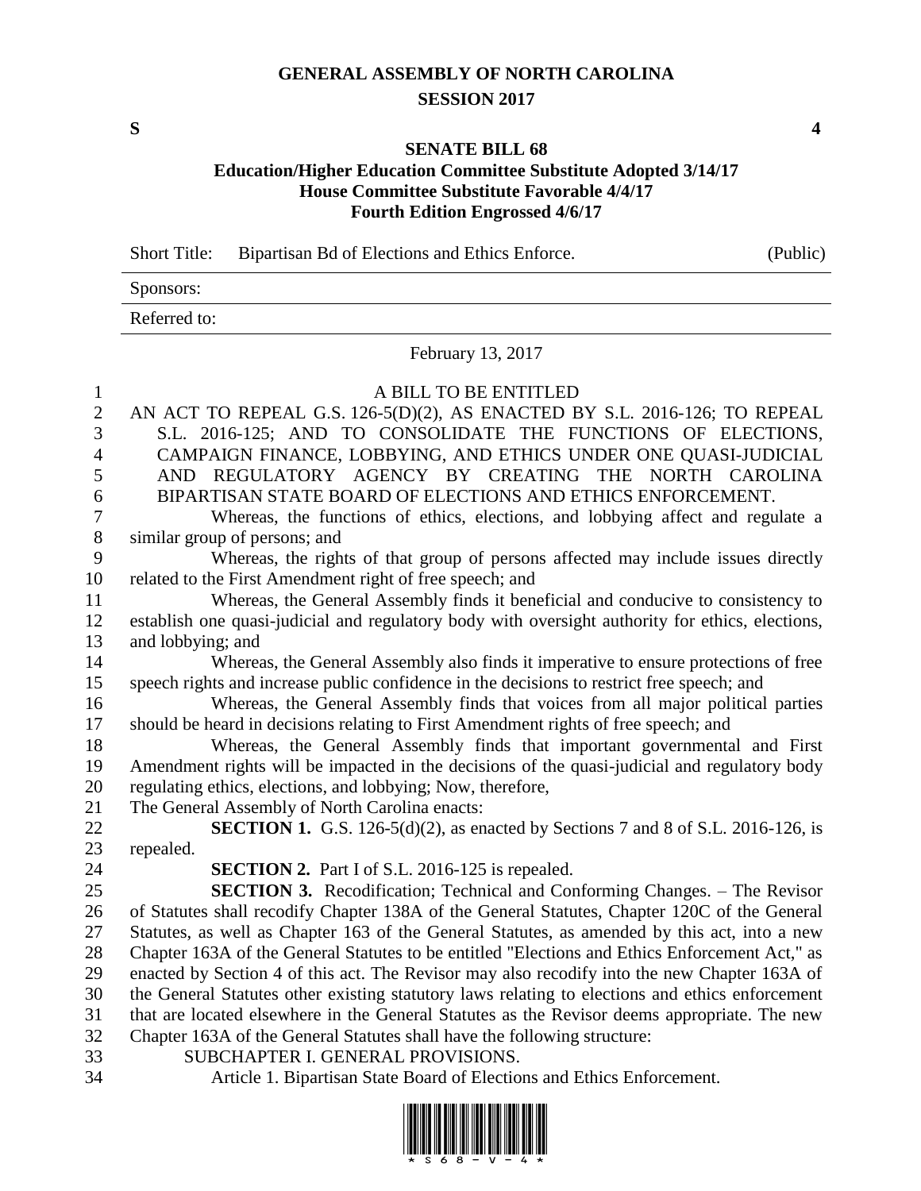# GENERAL ASSEMBLY OF NORTH CAROLINA
## SESSION 2017

**S** **4**

## SENATE BILL 68
### Education/Higher Education Committee Substitute Adopted 3/14/17
### House Committee Substitute Favorable 4/4/17
### Fourth Edition Engrossed 4/6/17

Short Title: Bipartisan Bd of Elections and Ethics Enforce. (Public)

Sponsors:

Referred to:

February 13, 2017

A BILL TO BE ENTITLED

AN ACT TO REPEAL G.S. 126-5(D)(2), AS ENACTED BY S.L. 2016-126; TO REPEAL S.L. 2016-125; AND TO CONSOLIDATE THE FUNCTIONS OF ELECTIONS, CAMPAIGN FINANCE, LOBBYING, AND ETHICS UNDER ONE QUASI-JUDICIAL AND REGULATORY AGENCY BY CREATING THE NORTH CAROLINA BIPARTISAN STATE BOARD OF ELECTIONS AND ETHICS ENFORCEMENT.

Whereas, the functions of ethics, elections, and lobbying affect and regulate a similar group of persons; and

Whereas, the rights of that group of persons affected may include issues directly related to the First Amendment right of free speech; and

Whereas, the General Assembly finds it beneficial and conducive to consistency to establish one quasi-judicial and regulatory body with oversight authority for ethics, elections, and lobbying; and

Whereas, the General Assembly also finds it imperative to ensure protections of free speech rights and increase public confidence in the decisions to restrict free speech; and

Whereas, the General Assembly finds that voices from all major political parties should be heard in decisions relating to First Amendment rights of free speech; and

Whereas, the General Assembly finds that important governmental and First Amendment rights will be impacted in the decisions of the quasi-judicial and regulatory body regulating ethics, elections, and lobbying; Now, therefore,

The General Assembly of North Carolina enacts:

**SECTION 1.** G.S. 126-5(d)(2), as enacted by Sections 7 and 8 of S.L. 2016-126, is repealed.

**SECTION 2.** Part I of S.L. 2016-125 is repealed.

**SECTION 3.** Recodification; Technical and Conforming Changes. – The Revisor of Statutes shall recodify Chapter 138A of the General Statutes, Chapter 120C of the General Statutes, as well as Chapter 163 of the General Statutes, as amended by this act, into a new Chapter 163A of the General Statutes to be entitled "Elections and Ethics Enforcement Act," as enacted by Section 4 of this act. The Revisor may also recodify into the new Chapter 163A of the General Statutes other existing statutory laws relating to elections and ethics enforcement that are located elsewhere in the General Statutes as the Revisor deems appropriate. The new Chapter 163A of the General Statutes shall have the following structure:

SUBCHAPTER I. GENERAL PROVISIONS.

Article 1. Bipartisan State Board of Elections and Ethics Enforcement.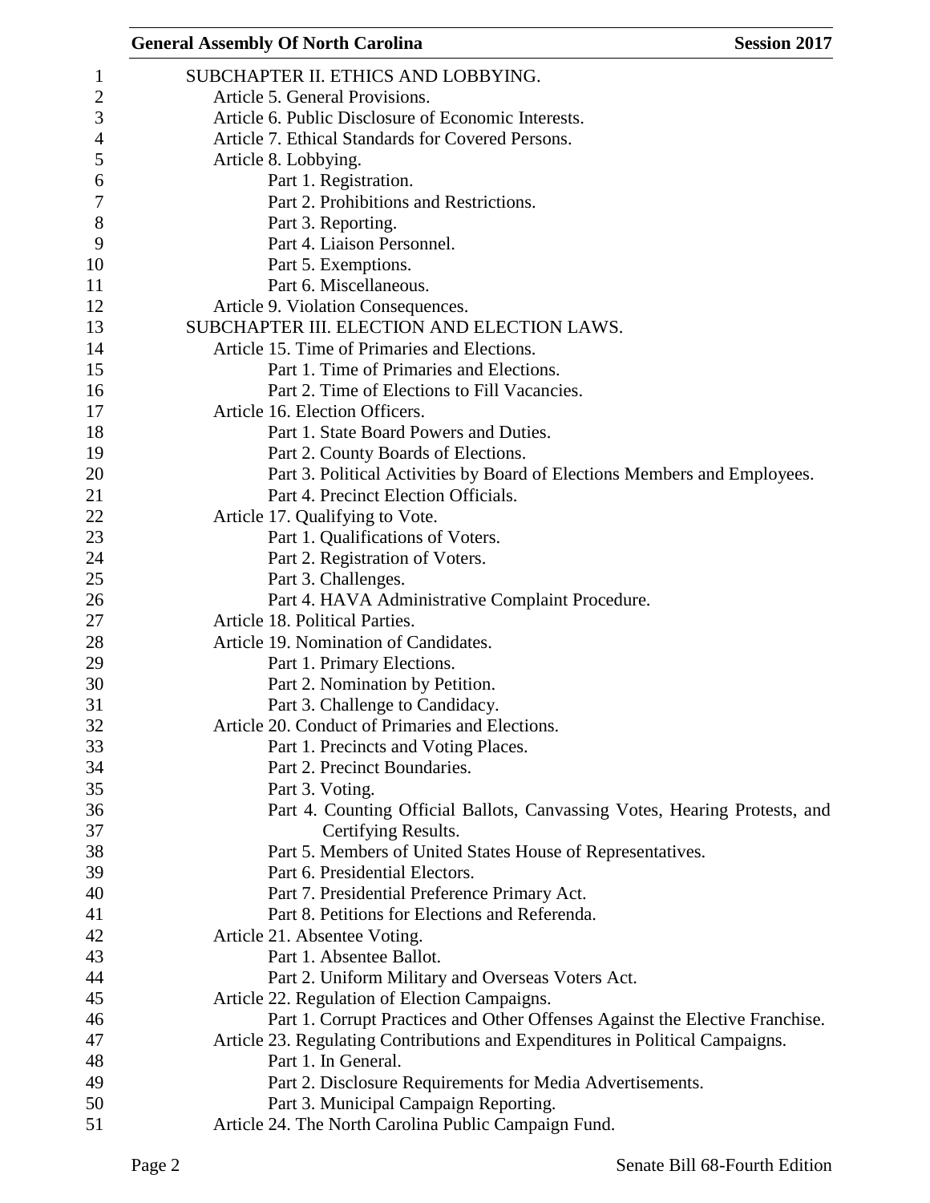SUBCHAPTER II. ETHICS AND LOBBYING.

Article 5. General Provisions.

Article 6. Public Disclosure of Economic Interests.

Article 7. Ethical Standards for Covered Persons.

Article 8. Lobbying.

- Part 1. Registration.
- Part 2. Prohibitions and Restrictions.
- Part 3. Reporting.
- Part 4. Liaison Personnel.
- Part 5. Exemptions.
- Part 6. Miscellaneous.

Article 9. Violation Consequences.

SUBCHAPTER III. ELECTION AND ELECTION LAWS.

Article 15. Time of Primaries and Elections.

- Part 1. Time of Primaries and Elections.
- Part 2. Time of Elections to Fill Vacancies.

Article 16. Election Officers.

- Part 1. State Board Powers and Duties.
- Part 2. County Boards of Elections.
- Part 3. Political Activities by Board of Elections Members and Employees.
- Part 4. Precinct Election Officials.

Article 17. Qualifying to Vote.

- Part 1. Qualifications of Voters.
- Part 2. Registration of Voters.
- Part 3. Challenges.
- Part 4. HAVA Administrative Complaint Procedure.

Article 18. Political Parties.

Article 19. Nomination of Candidates.

- Part 1. Primary Elections.
- Part 2. Nomination by Petition.
- Part 3. Challenge to Candidacy.

Article 20. Conduct of Primaries and Elections.

- Part 1. Precincts and Voting Places.
- Part 2. Precinct Boundaries.
- Part 3. Voting.
- Part 4. Counting Official Ballots, Canvassing Votes, Hearing Protests, and Certifying Results.
- Part 5. Members of United States House of Representatives.
- Part 6. Presidential Electors.
- Part 7. Presidential Preference Primary Act.
- Part 8. Petitions for Elections and Referenda.

Article 21. Absentee Voting.

- Part 1. Absentee Ballot.
- Part 2. Uniform Military and Overseas Voters Act.

Article 22. Regulation of Election Campaigns.

- Part 1. Corrupt Practices and Other Offenses Against the Elective Franchise.

Article 23. Regulating Contributions and Expenditures in Political Campaigns.

- Part 1. In General.
- Part 2. Disclosure Requirements for Media Advertisements.
- Part 3. Municipal Campaign Reporting.

Article 24. The North Carolina Public Campaign Fund.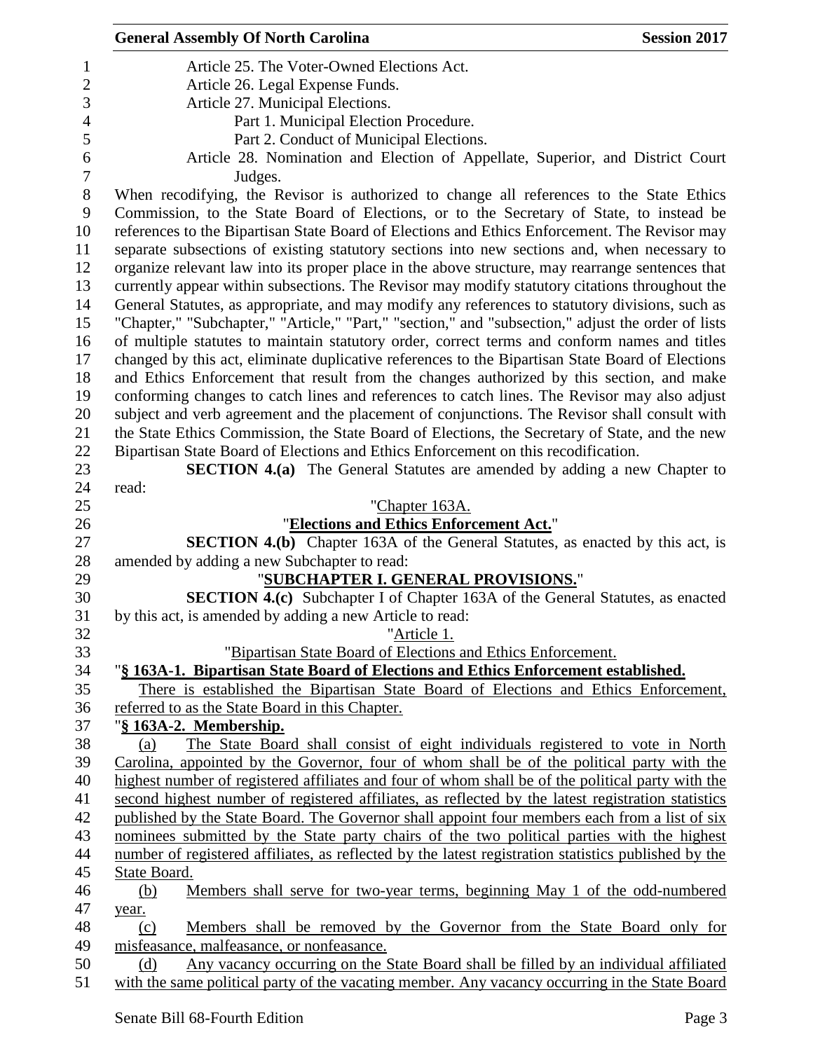Article 25. The Voter-Owned Elections Act.

Article 26. Legal Expense Funds.

Article 27. Municipal Elections.

Part 1. Municipal Election Procedure.

Part 2. Conduct of Municipal Elections.

Article 28. Nomination and Election of Appellate, Superior, and District Court Judges.

When recodifying, the Revisor is authorized to change all references to the State Ethics Commission, to the State Board of Elections, or to the Secretary of State, to instead be references to the Bipartisan State Board of Elections and Ethics Enforcement. The Revisor may separate subsections of existing statutory sections into new sections and, when necessary to organize relevant law into its proper place in the above structure, may rearrange sentences that currently appear within subsections. The Revisor may modify statutory citations throughout the General Statutes, as appropriate, and may modify any references to statutory divisions, such as "Chapter," "Subchapter," "Article," "Part," "section," and "subsection," adjust the order of lists of multiple statutes to maintain statutory order, correct terms and conform names and titles changed by this act, eliminate duplicative references to the Bipartisan State Board of Elections and Ethics Enforcement that result from the changes authorized by this section, and make conforming changes to catch lines and references to catch lines. The Revisor may also adjust subject and verb agreement and the placement of conjunctions. The Revisor shall consult with the State Ethics Commission, the State Board of Elections, the Secretary of State, and the new Bipartisan State Board of Elections and Ethics Enforcement on this recodification.

**SECTION 4.(a)** The General Statutes are amended by adding a new Chapter to read:

"Chapter 163A.

"**Elections and Ethics Enforcement Act.**"

**SECTION 4.(b)** Chapter 163A of the General Statutes, as enacted by this act, is amended by adding a new Subchapter to read:

"**SUBCHAPTER I. GENERAL PROVISIONS.**"

**SECTION 4.(c)** Subchapter I of Chapter 163A of the General Statutes, as enacted by this act, is amended by adding a new Article to read:

"Article 1.

"Bipartisan State Board of Elections and Ethics Enforcement.

"**§ 163A-1. Bipartisan State Board of Elections and Ethics Enforcement established.**

There is established the Bipartisan State Board of Elections and Ethics Enforcement, referred to as the State Board in this Chapter.

"**§ 163A-2. Membership.**

(a) The State Board shall consist of eight individuals registered to vote in North Carolina, appointed by the Governor, four of whom shall be of the political party with the highest number of registered affiliates and four of whom shall be of the political party with the second highest number of registered affiliates, as reflected by the latest registration statistics published by the State Board. The Governor shall appoint four members each from a list of six nominees submitted by the State party chairs of the two political parties with the highest number of registered affiliates, as reflected by the latest registration statistics published by the State Board.

(b) Members shall serve for two-year terms, beginning May 1 of the odd-numbered year.

(c) Members shall be removed by the Governor from the State Board only for misfeasance, malfeasance, or nonfeasance.

(d) Any vacancy occurring on the State Board shall be filled by an individual affiliated with the same political party of the vacating member. Any vacancy occurring in the State Board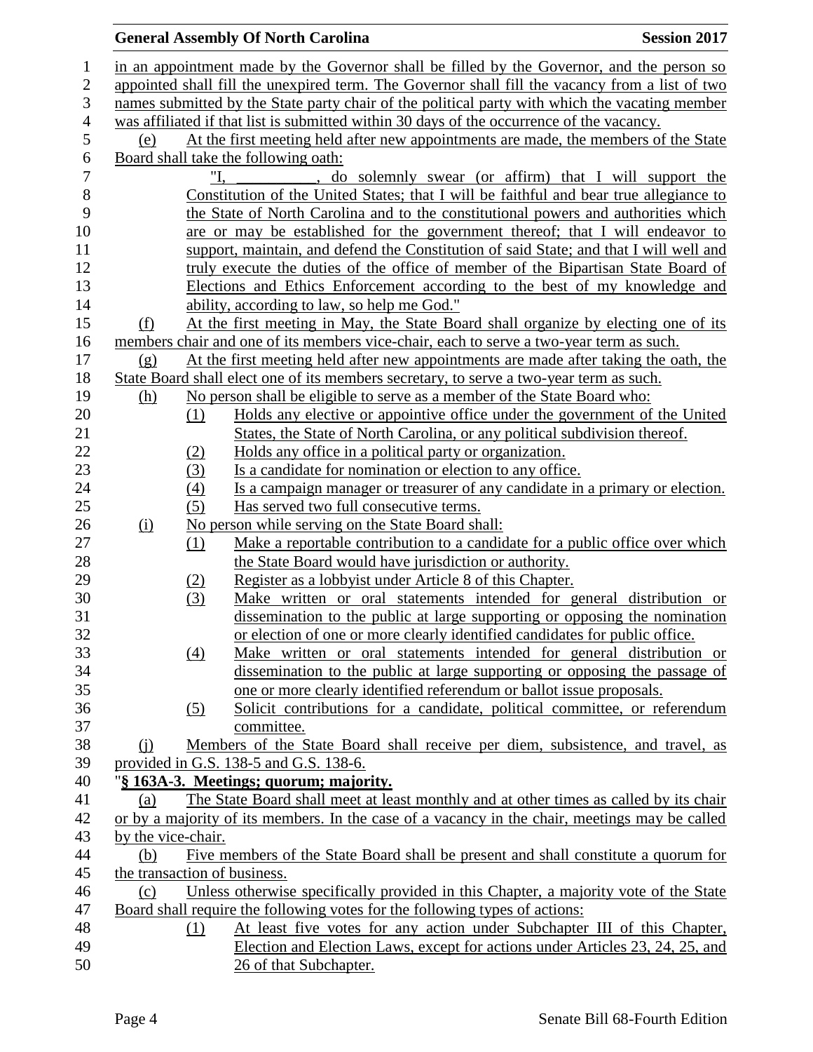in an appointment made by the Governor shall be filled by the Governor, and the person so appointed shall fill the unexpired term. The Governor shall fill the vacancy from a list of two names submitted by the State party chair of the political party with which the vacating member was affiliated if that list is submitted within 30 days of the occurrence of the vacancy.

(e) At the first meeting held after new appointments are made, the members of the State Board shall take the following oath:

"I, __________, do solemnly swear (or affirm) that I will support the Constitution of the United States; that I will be faithful and bear true allegiance to the State of North Carolina and to the constitutional powers and authorities which are or may be established for the government thereof; that I will endeavor to support, maintain, and defend the Constitution of said State; and that I will well and truly execute the duties of the office of member of the Bipartisan State Board of Elections and Ethics Enforcement according to the best of my knowledge and ability, according to law, so help me God."

(f) At the first meeting in May, the State Board shall organize by electing one of its members chair and one of its members vice-chair, each to serve a two-year term as such.

(g) At the first meeting held after new appointments are made after taking the oath, the State Board shall elect one of its members secretary, to serve a two-year term as such.

(h) No person shall be eligible to serve as a member of the State Board who:

(1) Holds any elective or appointive office under the government of the United States, the State of North Carolina, or any political subdivision thereof.
(2) Holds any office in a political party or organization.
(3) Is a candidate for nomination or election to any office.
(4) Is a campaign manager or treasurer of any candidate in a primary or election.
(5) Has served two full consecutive terms.

(i) No person while serving on the State Board shall:

(1) Make a reportable contribution to a candidate for a public office over which the State Board would have jurisdiction or authority.
(2) Register as a lobbyist under Article 8 of this Chapter.
(3) Make written or oral statements intended for general distribution or dissemination to the public at large supporting or opposing the nomination or election of one or more clearly identified candidates for public office.
(4) Make written or oral statements intended for general distribution or dissemination to the public at large supporting or opposing the passage of one or more clearly identified referendum or ballot issue proposals.
(5) Solicit contributions for a candidate, political committee, or referendum committee.

(j) Members of the State Board shall receive per diem, subsistence, and travel, as provided in G.S. 138-5 and G.S. 138-6.

"**§ 163A-3. Meetings; quorum; majority.**

(a) The State Board shall meet at least monthly and at other times as called by its chair or by a majority of its members. In the case of a vacancy in the chair, meetings may be called by the vice-chair.

(b) Five members of the State Board shall be present and shall constitute a quorum for the transaction of business.

(c) Unless otherwise specifically provided in this Chapter, a majority vote of the State Board shall require the following votes for the following types of actions:

(1) At least five votes for any action under Subchapter III of this Chapter, Election and Election Laws, except for actions under Articles 23, 24, 25, and 26 of that Subchapter.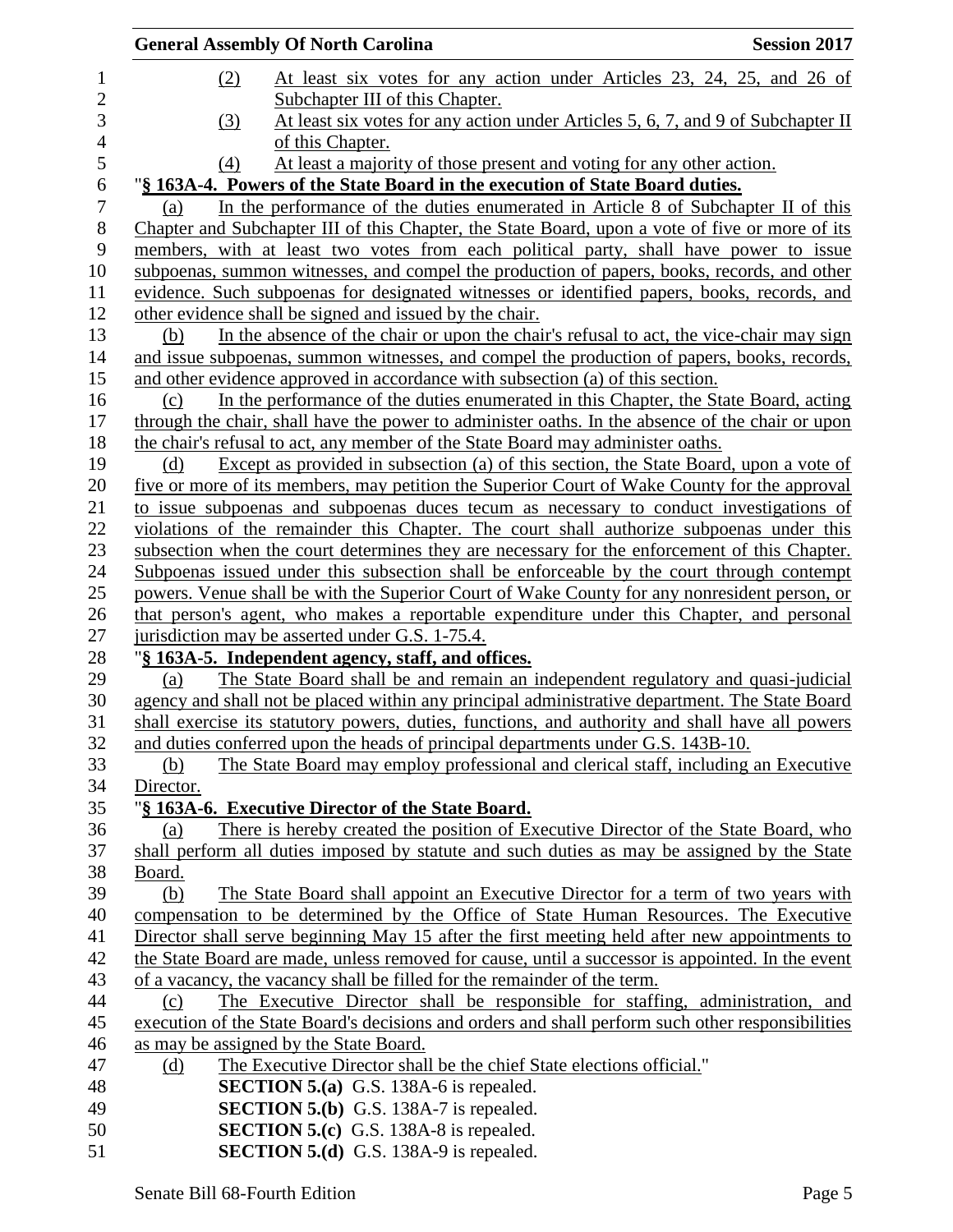(2) At least six votes for any action under Articles 23, 24, 25, and 26 of Subchapter III of this Chapter.

(3) At least six votes for any action under Articles 5, 6, 7, and 9 of Subchapter II of this Chapter.

(4) At least a majority of those present and voting for any other action.

"**§ 163A-4. Powers of the State Board in the execution of State Board duties.**

(a) In the performance of the duties enumerated in Article 8 of Subchapter II of this Chapter and Subchapter III of this Chapter, the State Board, upon a vote of five or more of its members, with at least two votes from each political party, shall have power to issue subpoenas, summon witnesses, and compel the production of papers, books, records, and other evidence. Such subpoenas for designated witnesses or identified papers, books, records, and other evidence shall be signed and issued by the chair.

(b) In the absence of the chair or upon the chair's refusal to act, the vice-chair may sign and issue subpoenas, summon witnesses, and compel the production of papers, books, records, and other evidence approved in accordance with subsection (a) of this section.

(c) In the performance of the duties enumerated in this Chapter, the State Board, acting through the chair, shall have the power to administer oaths. In the absence of the chair or upon the chair's refusal to act, any member of the State Board may administer oaths.

(d) Except as provided in subsection (a) of this section, the State Board, upon a vote of five or more of its members, may petition the Superior Court of Wake County for the approval to issue subpoenas and subpoenas duces tecum as necessary to conduct investigations of violations of the remainder this Chapter. The court shall authorize subpoenas under this subsection when the court determines they are necessary for the enforcement of this Chapter. Subpoenas issued under this subsection shall be enforceable by the court through contempt powers. Venue shall be with the Superior Court of Wake County for any nonresident person, or that person's agent, who makes a reportable expenditure under this Chapter, and personal jurisdiction may be asserted under G.S. 1-75.4.

"**§ 163A-5. Independent agency, staff, and offices.**

(a) The State Board shall be and remain an independent regulatory and quasi-judicial agency and shall not be placed within any principal administrative department. The State Board shall exercise its statutory powers, duties, functions, and authority and shall have all powers and duties conferred upon the heads of principal departments under G.S. 143B-10.

(b) The State Board may employ professional and clerical staff, including an Executive Director.

"**§ 163A-6. Executive Director of the State Board.**

(a) There is hereby created the position of Executive Director of the State Board, who shall perform all duties imposed by statute and such duties as may be assigned by the State Board.

(b) The State Board shall appoint an Executive Director for a term of two years with compensation to be determined by the Office of State Human Resources. The Executive Director shall serve beginning May 15 after the first meeting held after new appointments to the State Board are made, unless removed for cause, until a successor is appointed. In the event of a vacancy, the vacancy shall be filled for the remainder of the term.

(c) The Executive Director shall be responsible for staffing, administration, and execution of the State Board's decisions and orders and shall perform such other responsibilities as may be assigned by the State Board.

(d) The Executive Director shall be the chief State elections official."

**SECTION 5.(a)** G.S. 138A-6 is repealed.

**SECTION 5.(b)** G.S. 138A-7 is repealed.

**SECTION 5.(c)** G.S. 138A-8 is repealed.

**SECTION 5.(d)** G.S. 138A-9 is repealed.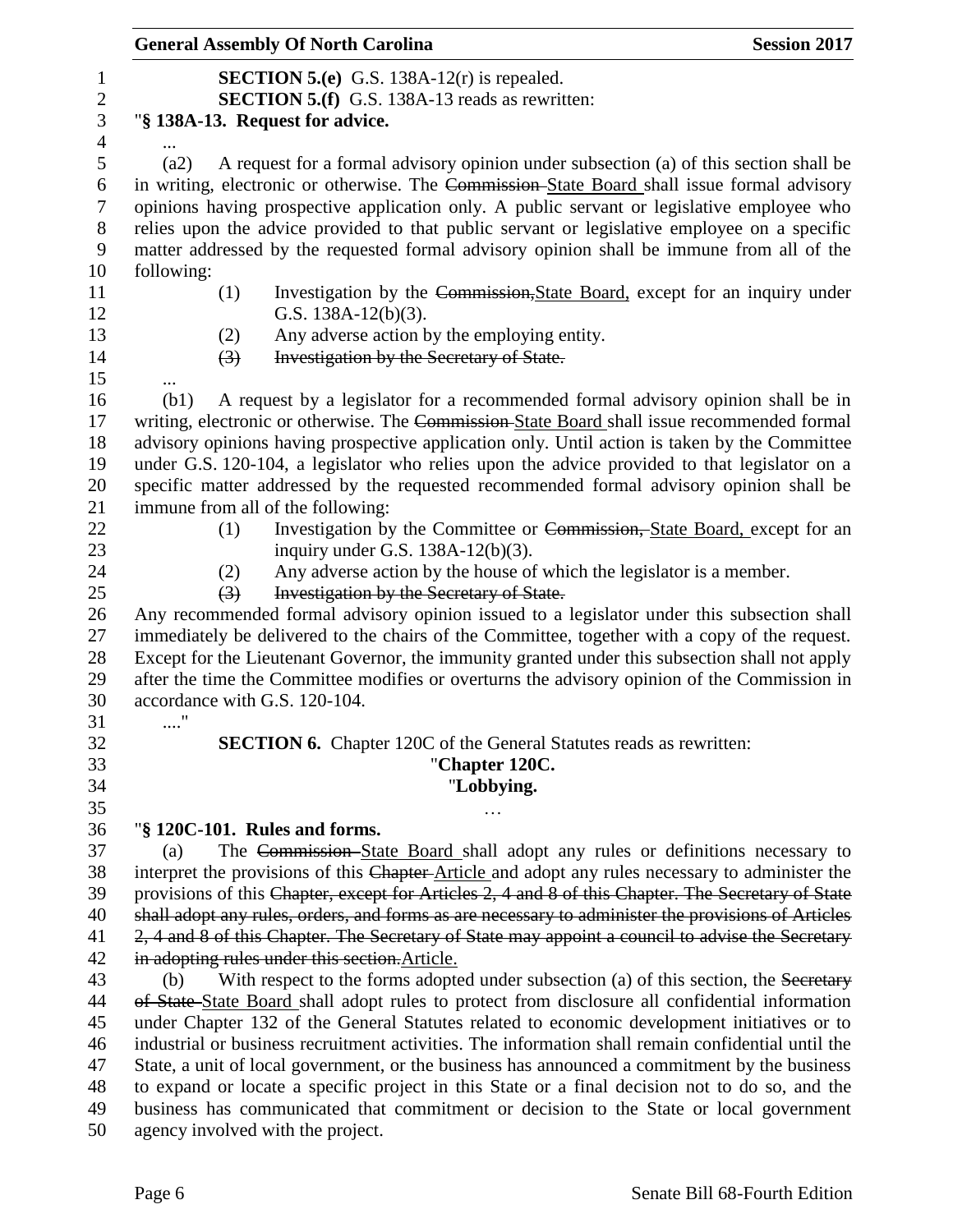**SECTION 5.(e)** G.S. 138A-12(r) is repealed.

**SECTION 5.(f)** G.S. 138A-13 reads as rewritten:

"**§ 138A-13. Request for advice.**

...

(a2) A request for a formal advisory opinion under subsection (a) of this section shall be in writing, electronic or otherwise. The ~~Commission~~ State Board shall issue formal advisory opinions having prospective application only. A public servant or legislative employee who relies upon the advice provided to that public servant or legislative employee on a specific matter addressed by the requested formal advisory opinion shall be immune from all of the following:

(1) Investigation by the ~~Commission,~~State Board, except for an inquiry under G.S. 138A-12(b)(3).

(2) Any adverse action by the employing entity.

~~(3) Investigation by the Secretary of State.~~

...

(b1) A request by a legislator for a recommended formal advisory opinion shall be in writing, electronic or otherwise. The ~~Commission~~ State Board shall issue recommended formal advisory opinions having prospective application only. Until action is taken by the Committee under G.S. 120-104, a legislator who relies upon the advice provided to that legislator on a specific matter addressed by the requested recommended formal advisory opinion shall be immune from all of the following:

(1) Investigation by the Committee or ~~Commission,~~ State Board, except for an inquiry under G.S. 138A-12(b)(3).

(2) Any adverse action by the house of which the legislator is a member.

~~(3) Investigation by the Secretary of State.~~

Any recommended formal advisory opinion issued to a legislator under this subsection shall immediately be delivered to the chairs of the Committee, together with a copy of the request. Except for the Lieutenant Governor, the immunity granted under this subsection shall not apply after the time the Committee modifies or overturns the advisory opinion of the Commission in accordance with G.S. 120-104.

...."

**SECTION 6.** Chapter 120C of the General Statutes reads as rewritten:

"**Chapter 120C.**

"**Lobbying.**

…

"**§ 120C-101. Rules and forms.**

(a) The ~~Commission~~ State Board shall adopt any rules or definitions necessary to interpret the provisions of this ~~Chapter~~ Article and adopt any rules necessary to administer the provisions of this ~~Chapter, except for Articles 2, 4 and 8 of this Chapter. The Secretary of State shall adopt any rules, orders, and forms as are necessary to administer the provisions of Articles 2, 4 and 8 of this Chapter. The Secretary of State may appoint a council to advise the Secretary in adopting rules under this section.~~Article.

(b) With respect to the forms adopted under subsection (a) of this section, the ~~Secretary of State~~ State Board shall adopt rules to protect from disclosure all confidential information under Chapter 132 of the General Statutes related to economic development initiatives or to industrial or business recruitment activities. The information shall remain confidential until the State, a unit of local government, or the business has announced a commitment by the business to expand or locate a specific project in this State or a final decision not to do so, and the business has communicated that commitment or decision to the State or local government agency involved with the project.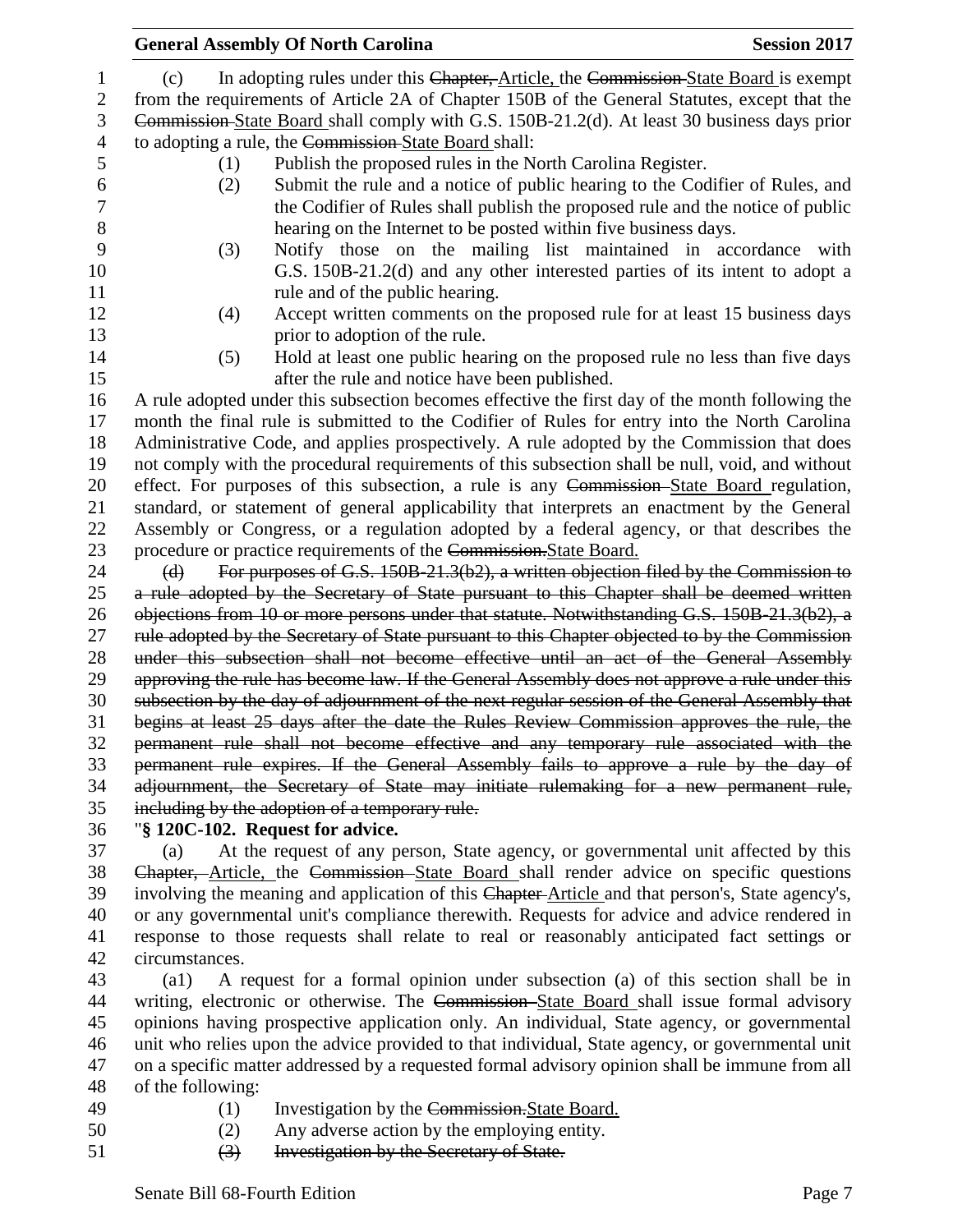(c) In adopting rules under this ~~Chapter,~~ Article, the ~~Commission~~ State Board is exempt from the requirements of Article 2A of Chapter 150B of the General Statutes, except that the ~~Commission~~ State Board shall comply with G.S. 150B-21.2(d). At least 30 business days prior to adopting a rule, the ~~Commission~~ State Board shall:

(1) Publish the proposed rules in the North Carolina Register.

(2) Submit the rule and a notice of public hearing to the Codifier of Rules, and the Codifier of Rules shall publish the proposed rule and the notice of public hearing on the Internet to be posted within five business days.

(3) Notify those on the mailing list maintained in accordance with G.S. 150B-21.2(d) and any other interested parties of its intent to adopt a rule and of the public hearing.

(4) Accept written comments on the proposed rule for at least 15 business days prior to adoption of the rule.

(5) Hold at least one public hearing on the proposed rule no less than five days after the rule and notice have been published.

A rule adopted under this subsection becomes effective the first day of the month following the month the final rule is submitted to the Codifier of Rules for entry into the North Carolina Administrative Code, and applies prospectively. A rule adopted by the Commission that does not comply with the procedural requirements of this subsection shall be null, void, and without effect. For purposes of this subsection, a rule is any ~~Commission~~ State Board regulation, standard, or statement of general applicability that interprets an enactment by the General Assembly or Congress, or a regulation adopted by a federal agency, or that describes the procedure or practice requirements of the ~~Commission.~~State Board.

~~(d) For purposes of G.S. 150B-21.3(b2), a written objection filed by the Commission to a rule adopted by the Secretary of State pursuant to this Chapter shall be deemed written objections from 10 or more persons under that statute. Notwithstanding G.S. 150B-21.3(b2), a rule adopted by the Secretary of State pursuant to this Chapter objected to by the Commission under this subsection shall not become effective until an act of the General Assembly approving the rule has become law. If the General Assembly does not approve a rule under this subsection by the day of adjournment of the next regular session of the General Assembly that begins at least 25 days after the date the Rules Review Commission approves the rule, the permanent rule shall not become effective and any temporary rule associated with the permanent rule expires. If the General Assembly fails to approve a rule by the day of adjournment, the Secretary of State may initiate rulemaking for a new permanent rule, including by the adoption of a temporary rule.~~

"**§ 120C-102. Request for advice.**

(a) At the request of any person, State agency, or governmental unit affected by this ~~Chapter,~~ Article, the ~~Commission~~ State Board shall render advice on specific questions involving the meaning and application of this ~~Chapter~~ Article and that person's, State agency's, or any governmental unit's compliance therewith. Requests for advice and advice rendered in response to those requests shall relate to real or reasonably anticipated fact settings or circumstances.

(a1) A request for a formal opinion under subsection (a) of this section shall be in writing, electronic or otherwise. The ~~Commission~~ State Board shall issue formal advisory opinions having prospective application only. An individual, State agency, or governmental unit who relies upon the advice provided to that individual, State agency, or governmental unit on a specific matter addressed by a requested formal advisory opinion shall be immune from all of the following:

(1) Investigation by the ~~Commission.~~State Board.

(2) Any adverse action by the employing entity.

~~(3) Investigation by the Secretary of State.~~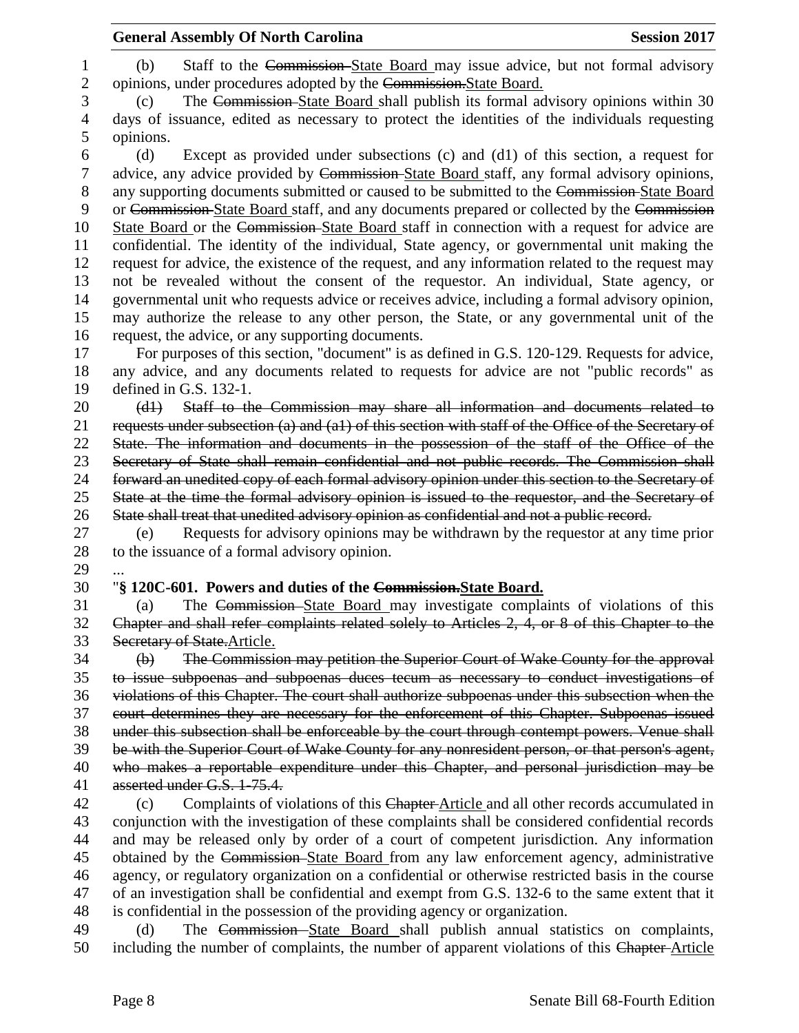(b) Staff to the ~~Commission~~ State Board may issue advice, but not formal advisory opinions, under procedures adopted by the ~~Commission.~~State Board.

(c) The ~~Commission~~ State Board shall publish its formal advisory opinions within 30 days of issuance, edited as necessary to protect the identities of the individuals requesting opinions.

(d) Except as provided under subsections (c) and (d1) of this section, a request for advice, any advice provided by ~~Commission~~ State Board staff, any formal advisory opinions, any supporting documents submitted or caused to be submitted to the ~~Commission~~ State Board or ~~Commission~~ State Board staff, and any documents prepared or collected by the ~~Commission~~ State Board or the ~~Commission~~ State Board staff in connection with a request for advice are confidential. The identity of the individual, State agency, or governmental unit making the request for advice, the existence of the request, and any information related to the request may not be revealed without the consent of the requestor. An individual, State agency, or governmental unit who requests advice or receives advice, including a formal advisory opinion, may authorize the release to any other person, the State, or any governmental unit of the request, the advice, or any supporting documents.

For purposes of this section, "document" is as defined in G.S. 120-129. Requests for advice, any advice, and any documents related to requests for advice are not "public records" as defined in G.S. 132-1.

~~(d1) Staff to the Commission may share all information and documents related to requests under subsection (a) and (a1) of this section with staff of the Office of the Secretary of State. The information and documents in the possession of the staff of the Office of the Secretary of State shall remain confidential and not public records. The Commission shall forward an unedited copy of each formal advisory opinion under this section to the Secretary of State at the time the formal advisory opinion is issued to the requestor, and the Secretary of State shall treat that unedited advisory opinion as confidential and not a public record.~~

(e) Requests for advisory opinions may be withdrawn by the requestor at any time prior to the issuance of a formal advisory opinion.

...

"**§ 120C-601. Powers and duties of the ~~Commission.~~State Board.**

(a) The ~~Commission~~ State Board may investigate complaints of violations of this ~~Chapter and shall refer complaints related solely to Articles 2, 4, or 8 of this Chapter to the Secretary of State.~~Article.

~~(b) The Commission may petition the Superior Court of Wake County for the approval to issue subpoenas and subpoenas duces tecum as necessary to conduct investigations of violations of this Chapter. The court shall authorize subpoenas under this subsection when the court determines they are necessary for the enforcement of this Chapter. Subpoenas issued under this subsection shall be enforceable by the court through contempt powers. Venue shall be with the Superior Court of Wake County for any nonresident person, or that person's agent, who makes a reportable expenditure under this Chapter, and personal jurisdiction may be asserted under G.S. 1-75.4.~~

(c) Complaints of violations of this ~~Chapter~~ Article and all other records accumulated in conjunction with the investigation of these complaints shall be considered confidential records and may be released only by order of a court of competent jurisdiction. Any information obtained by the ~~Commission~~ State Board from any law enforcement agency, administrative agency, or regulatory organization on a confidential or otherwise restricted basis in the course of an investigation shall be confidential and exempt from G.S. 132-6 to the same extent that it is confidential in the possession of the providing agency or organization.

(d) The ~~Commission~~ State Board shall publish annual statistics on complaints, including the number of complaints, the number of apparent violations of this ~~Chapter~~ Article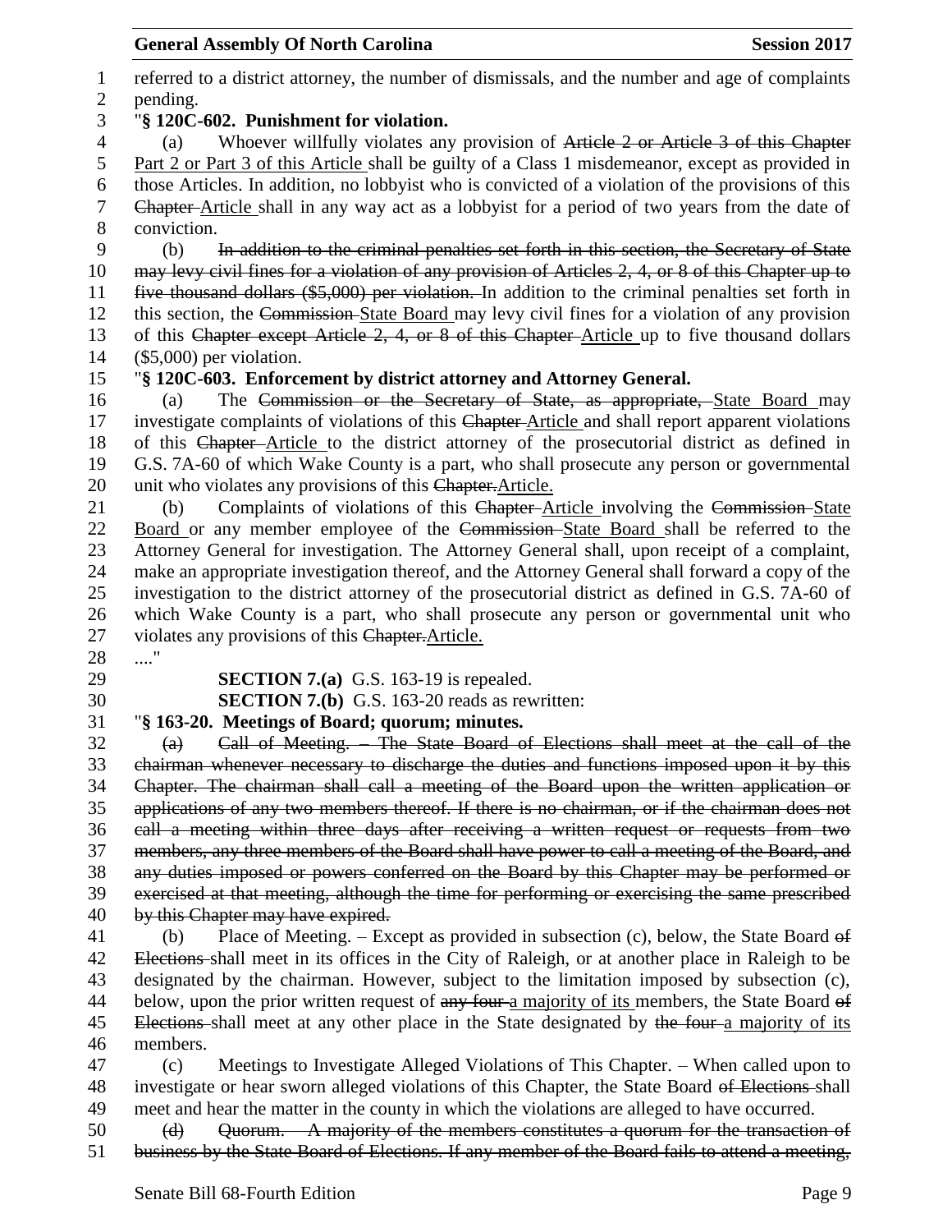referred to a district attorney, the number of dismissals, and the number and age of complaints pending.

"**§ 120C-602. Punishment for violation.**

(a) Whoever willfully violates any provision of ~~Article 2 or Article 3 of this Chapter~~ Part 2 or Part 3 of this Article shall be guilty of a Class 1 misdemeanor, except as provided in those Articles. In addition, no lobbyist who is convicted of a violation of the provisions of this ~~Chapter~~ Article shall in any way act as a lobbyist for a period of two years from the date of conviction.

(b) ~~In addition to the criminal penalties set forth in this section, the Secretary of State may levy civil fines for a violation of any provision of Articles 2, 4, or 8 of this Chapter up to five thousand dollars ($5,000) per violation.~~ In addition to the criminal penalties set forth in this section, the ~~Commission~~ State Board may levy civil fines for a violation of any provision of this ~~Chapter except Article 2, 4, or 8 of this Chapter~~ Article up to five thousand dollars ($5,000) per violation.

"**§ 120C-603. Enforcement by district attorney and Attorney General.**

(a) The ~~Commission or the Secretary of State, as appropriate,~~ State Board may investigate complaints of violations of this ~~Chapter~~ Article and shall report apparent violations of this ~~Chapter~~ Article to the district attorney of the prosecutorial district as defined in G.S. 7A-60 of which Wake County is a part, who shall prosecute any person or governmental unit who violates any provisions of this ~~Chapter.~~Article.

(b) Complaints of violations of this ~~Chapter~~ Article involving the ~~Commission~~ State Board or any member employee of the ~~Commission~~ State Board shall be referred to the Attorney General for investigation. The Attorney General shall, upon receipt of a complaint, make an appropriate investigation thereof, and the Attorney General shall forward a copy of the investigation to the district attorney of the prosecutorial district as defined in G.S. 7A-60 of which Wake County is a part, who shall prosecute any person or governmental unit who violates any provisions of this ~~Chapter.~~Article.

...."

**SECTION 7.(a)** G.S. 163-19 is repealed.

**SECTION 7.(b)** G.S. 163-20 reads as rewritten:

"**§ 163-20. Meetings of Board; quorum; minutes.**

~~(a) Call of Meeting. – The State Board of Elections shall meet at the call of the chairman whenever necessary to discharge the duties and functions imposed upon it by this Chapter. The chairman shall call a meeting of the Board upon the written application or applications of any two members thereof. If there is no chairman, or if the chairman does not call a meeting within three days after receiving a written request or requests from two members, any three members of the Board shall have power to call a meeting of the Board, and any duties imposed or powers conferred on the Board by this Chapter may be performed or exercised at that meeting, although the time for performing or exercising the same prescribed by this Chapter may have expired.~~

(b) Place of Meeting. – Except as provided in subsection (c), below, the State Board ~~of Elections~~ shall meet in its offices in the City of Raleigh, or at another place in Raleigh to be designated by the chairman. However, subject to the limitation imposed by subsection (c), below, upon the prior written request of ~~any four~~ a majority of its members, the State Board ~~of Elections~~ shall meet at any other place in the State designated by ~~the four~~ a majority of its members.

(c) Meetings to Investigate Alleged Violations of This Chapter. – When called upon to investigate or hear sworn alleged violations of this Chapter, the State Board ~~of Elections~~ shall meet and hear the matter in the county in which the violations are alleged to have occurred.

~~(d) Quorum. – A majority of the members constitutes a quorum for the transaction of business by the State Board of Elections. If any member of the Board fails to attend a meeting,~~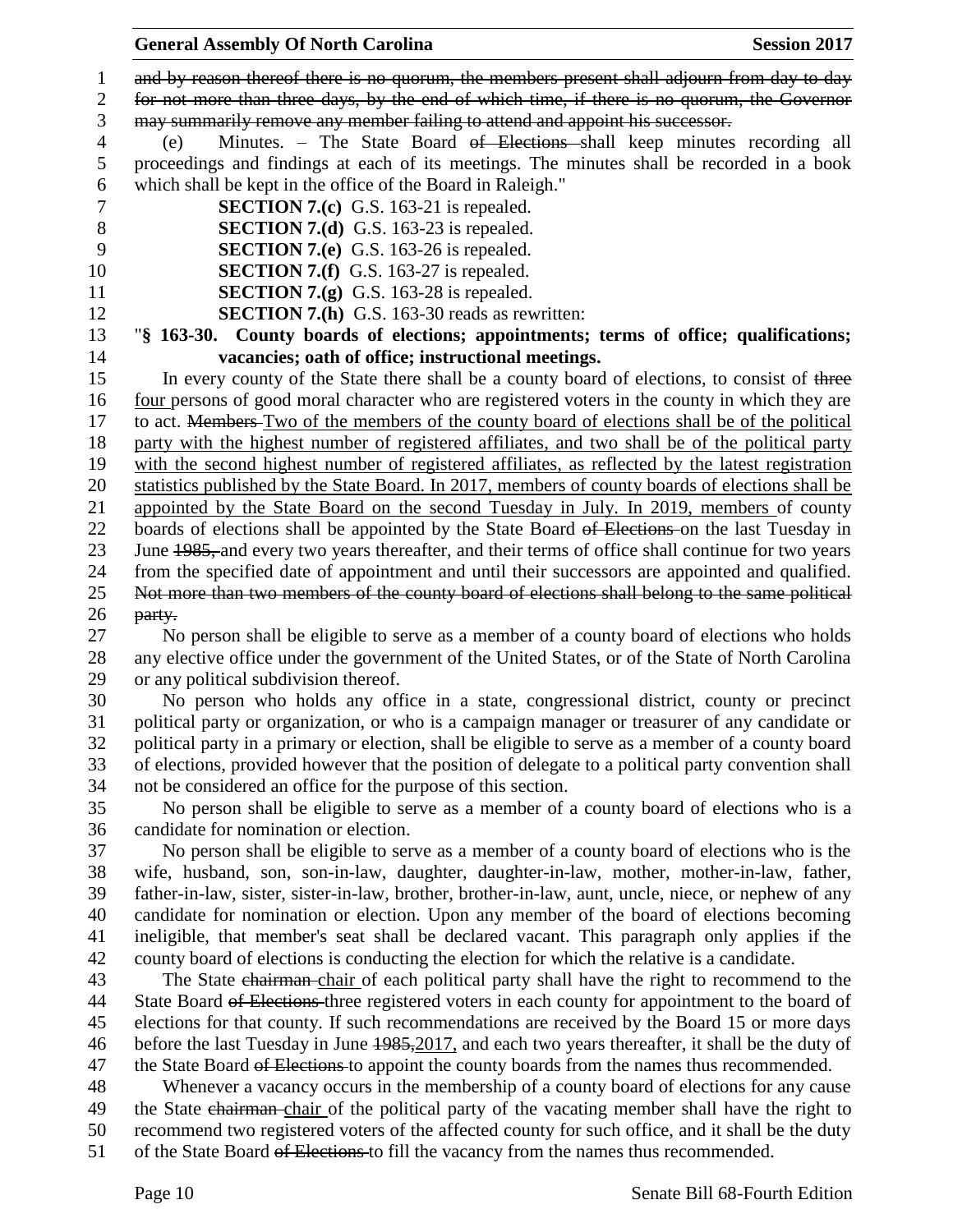and by reason thereof there is no quorum, the members present shall adjourn from day to day for not more than three days, by the end of which time, if there is no quorum, the Governor may summarily remove any member failing to attend and appoint his successor.

(e) Minutes. – The State Board of Elections shall keep minutes recording all proceedings and findings at each of its meetings. The minutes shall be recorded in a book which shall be kept in the office of the Board in Raleigh."

**SECTION 7.(c)** G.S. 163-21 is repealed.

**SECTION 7.(d)** G.S. 163-23 is repealed.

**SECTION 7.(e)** G.S. 163-26 is repealed.

**SECTION 7.(f)** G.S. 163-27 is repealed.

**SECTION 7.(g)** G.S. 163-28 is repealed.

**SECTION 7.(h)** G.S. 163-30 reads as rewritten:

"**§ 163-30. County boards of elections; appointments; terms of office; qualifications; vacancies; oath of office; instructional meetings.**

In every county of the State there shall be a county board of elections, to consist of three four persons of good moral character who are registered voters in the county in which they are to act. Members Two of the members of the county board of elections shall be of the political party with the highest number of registered affiliates, and two shall be of the political party with the second highest number of registered affiliates, as reflected by the latest registration statistics published by the State Board. In 2017, members of county boards of elections shall be appointed by the State Board on the second Tuesday in July. In 2019, members of county boards of elections shall be appointed by the State Board of Elections on the last Tuesday in June 1985, and every two years thereafter, and their terms of office shall continue for two years from the specified date of appointment and until their successors are appointed and qualified. Not more than two members of the county board of elections shall belong to the same political party.

No person shall be eligible to serve as a member of a county board of elections who holds any elective office under the government of the United States, or of the State of North Carolina or any political subdivision thereof.

No person who holds any office in a state, congressional district, county or precinct political party or organization, or who is a campaign manager or treasurer of any candidate or political party in a primary or election, shall be eligible to serve as a member of a county board of elections, provided however that the position of delegate to a political party convention shall not be considered an office for the purpose of this section.

No person shall be eligible to serve as a member of a county board of elections who is a candidate for nomination or election.

No person shall be eligible to serve as a member of a county board of elections who is the wife, husband, son, son-in-law, daughter, daughter-in-law, mother, mother-in-law, father, father-in-law, sister, sister-in-law, brother, brother-in-law, aunt, uncle, niece, or nephew of any candidate for nomination or election. Upon any member of the board of elections becoming ineligible, that member's seat shall be declared vacant. This paragraph only applies if the county board of elections is conducting the election for which the relative is a candidate.

The State chairman chair of each political party shall have the right to recommend to the State Board of Elections three registered voters in each county for appointment to the board of elections for that county. If such recommendations are received by the Board 15 or more days before the last Tuesday in June 1985,2017, and each two years thereafter, it shall be the duty of the State Board of Elections to appoint the county boards from the names thus recommended.

Whenever a vacancy occurs in the membership of a county board of elections for any cause the State chairman chair of the political party of the vacating member shall have the right to recommend two registered voters of the affected county for such office, and it shall be the duty of the State Board of Elections to fill the vacancy from the names thus recommended.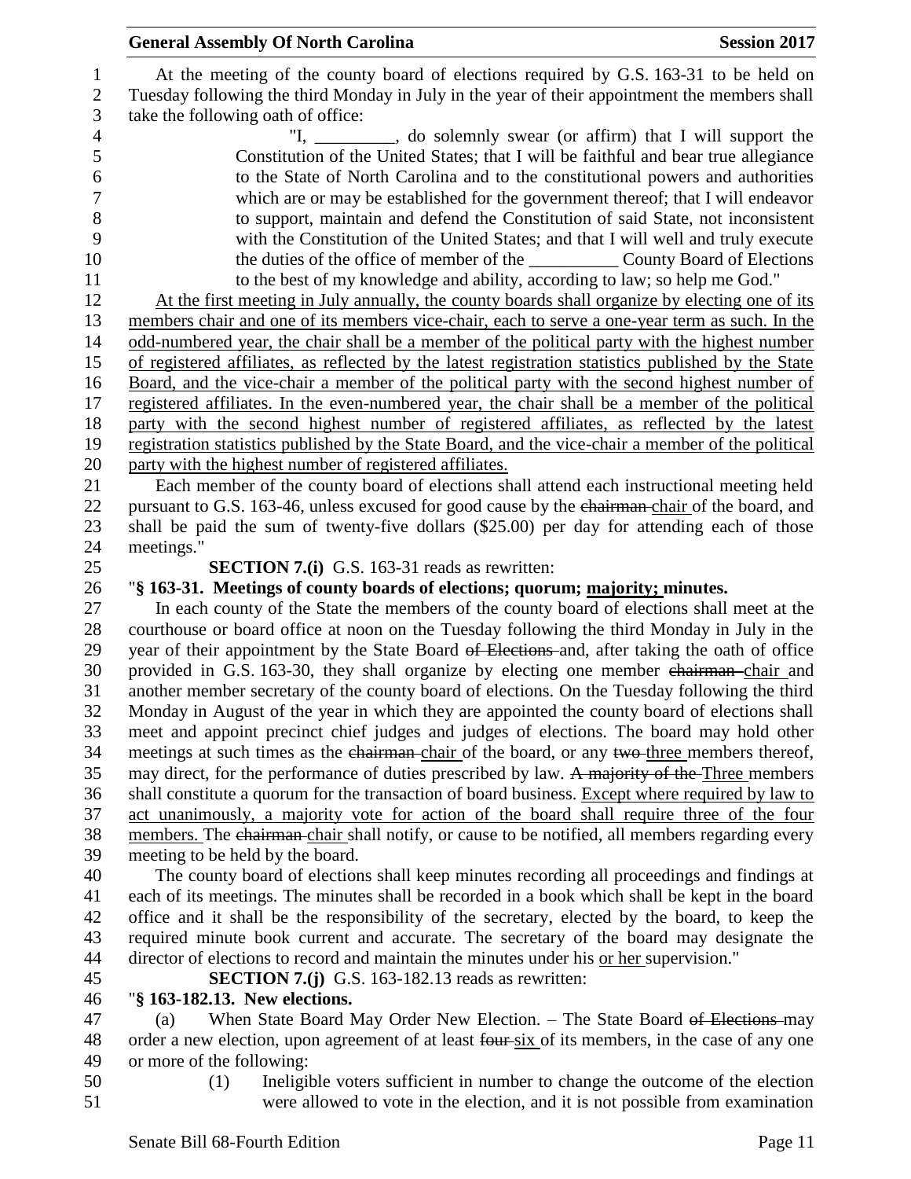At the meeting of the county board of elections required by G.S. 163-31 to be held on Tuesday following the third Monday in July in the year of their appointment the members shall take the following oath of office:

"I, _________, do solemnly swear (or affirm) that I will support the Constitution of the United States; that I will be faithful and bear true allegiance to the State of North Carolina and to the constitutional powers and authorities which are or may be established for the government thereof; that I will endeavor to support, maintain and defend the Constitution of said State, not inconsistent with the Constitution of the United States; and that I will well and truly execute the duties of the office of member of the __________ County Board of Elections to the best of my knowledge and ability, according to law; so help me God."

<u>At the first meeting in July annually, the county boards shall organize by electing one of its members chair and one of its members vice-chair, each to serve a one-year term as such. In the odd-numbered year, the chair shall be a member of the political party with the highest number of registered affiliates, as reflected by the latest registration statistics published by the State Board, and the vice-chair a member of the political party with the second highest number of registered affiliates. In the even-numbered year, the chair shall be a member of the political party with the second highest number of registered affiliates, as reflected by the latest registration statistics published by the State Board, and the vice-chair a member of the political party with the highest number of registered affiliates.</u>

Each member of the county board of elections shall attend each instructional meeting held pursuant to G.S. 163-46, unless excused for good cause by the ~~chairman~~ <u>chair</u> of the board, and shall be paid the sum of twenty-five dollars ($25.00) per day for attending each of those meetings."

**SECTION 7.(i)** G.S. 163-31 reads as rewritten:

"**§ 163-31. Meetings of county boards of elections; quorum; <u>majority;</u> minutes.**

In each county of the State the members of the county board of elections shall meet at the courthouse or board office at noon on the Tuesday following the third Monday in July in the year of their appointment by the State Board ~~of Elections~~ and, after taking the oath of office provided in G.S. 163-30, they shall organize by electing one member ~~chairman~~ <u>chair</u> and another member secretary of the county board of elections. On the Tuesday following the third Monday in August of the year in which they are appointed the county board of elections shall meet and appoint precinct chief judges and judges of elections. The board may hold other meetings at such times as the ~~chairman~~ <u>chair</u> of the board, or any ~~two~~ <u>three</u> members thereof, may direct, for the performance of duties prescribed by law. ~~A majority of the~~ <u>Three</u> members shall constitute a quorum for the transaction of board business. <u>Except where required by law to act unanimously, a majority vote for action of the board shall require three of the four members.</u> The ~~chairman~~ <u>chair</u> shall notify, or cause to be notified, all members regarding every meeting to be held by the board.

The county board of elections shall keep minutes recording all proceedings and findings at each of its meetings. The minutes shall be recorded in a book which shall be kept in the board office and it shall be the responsibility of the secretary, elected by the board, to keep the required minute book current and accurate. The secretary of the board may designate the director of elections to record and maintain the minutes under his <u>or her</u> supervision."

**SECTION 7.(j)** G.S. 163-182.13 reads as rewritten:

"**§ 163-182.13. New elections.**

(a) When State Board May Order New Election. – The State Board ~~of Elections~~ may order a new election, upon agreement of at least ~~four~~ <u>six</u> of its members, in the case of any one or more of the following:

(1) Ineligible voters sufficient in number to change the outcome of the election were allowed to vote in the election, and it is not possible from examination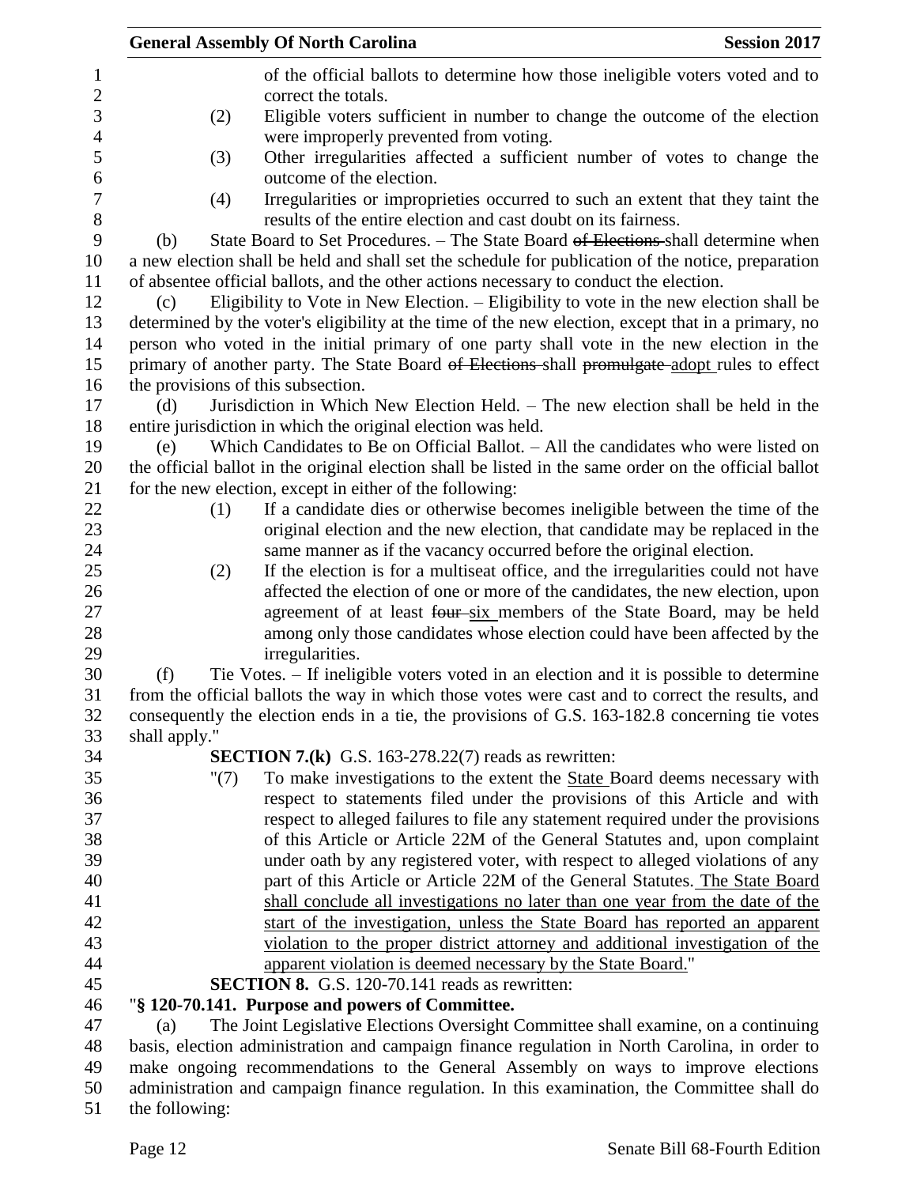of the official ballots to determine how those ineligible voters voted and to correct the totals.

(2) Eligible voters sufficient in number to change the outcome of the election were improperly prevented from voting.

(3) Other irregularities affected a sufficient number of votes to change the outcome of the election.

(4) Irregularities or improprieties occurred to such an extent that they taint the results of the entire election and cast doubt on its fairness.

(b) State Board to Set Procedures. – The State Board ~~of Elections~~ shall determine when a new election shall be held and shall set the schedule for publication of the notice, preparation of absentee official ballots, and the other actions necessary to conduct the election.

(c) Eligibility to Vote in New Election. – Eligibility to vote in the new election shall be determined by the voter's eligibility at the time of the new election, except that in a primary, no person who voted in the initial primary of one party shall vote in the new election in the primary of another party. The State Board ~~of Elections~~ shall ~~promulgate~~ adopt rules to effect the provisions of this subsection.

(d) Jurisdiction in Which New Election Held. – The new election shall be held in the entire jurisdiction in which the original election was held.

(e) Which Candidates to Be on Official Ballot. – All the candidates who were listed on the official ballot in the original election shall be listed in the same order on the official ballot for the new election, except in either of the following:

(1) If a candidate dies or otherwise becomes ineligible between the time of the original election and the new election, that candidate may be replaced in the same manner as if the vacancy occurred before the original election.

(2) If the election is for a multiseat office, and the irregularities could not have affected the election of one or more of the candidates, the new election, upon agreement of at least ~~four~~ six members of the State Board, may be held among only those candidates whose election could have been affected by the irregularities.

(f) Tie Votes. – If ineligible voters voted in an election and it is possible to determine from the official ballots the way in which those votes were cast and to correct the results, and consequently the election ends in a tie, the provisions of G.S. 163-182.8 concerning tie votes shall apply."

**SECTION 7.(k)** G.S. 163-278.22(7) reads as rewritten:

"(7) To make investigations to the extent the State Board deems necessary with respect to statements filed under the provisions of this Article and with respect to alleged failures to file any statement required under the provisions of this Article or Article 22M of the General Statutes and, upon complaint under oath by any registered voter, with respect to alleged violations of any part of this Article or Article 22M of the General Statutes. The State Board shall conclude all investigations no later than one year from the date of the start of the investigation, unless the State Board has reported an apparent violation to the proper district attorney and additional investigation of the apparent violation is deemed necessary by the State Board."

**SECTION 8.** G.S. 120-70.141 reads as rewritten:

"**§ 120-70.141. Purpose and powers of Committee.**

(a) The Joint Legislative Elections Oversight Committee shall examine, on a continuing basis, election administration and campaign finance regulation in North Carolina, in order to make ongoing recommendations to the General Assembly on ways to improve elections administration and campaign finance regulation. In this examination, the Committee shall do the following: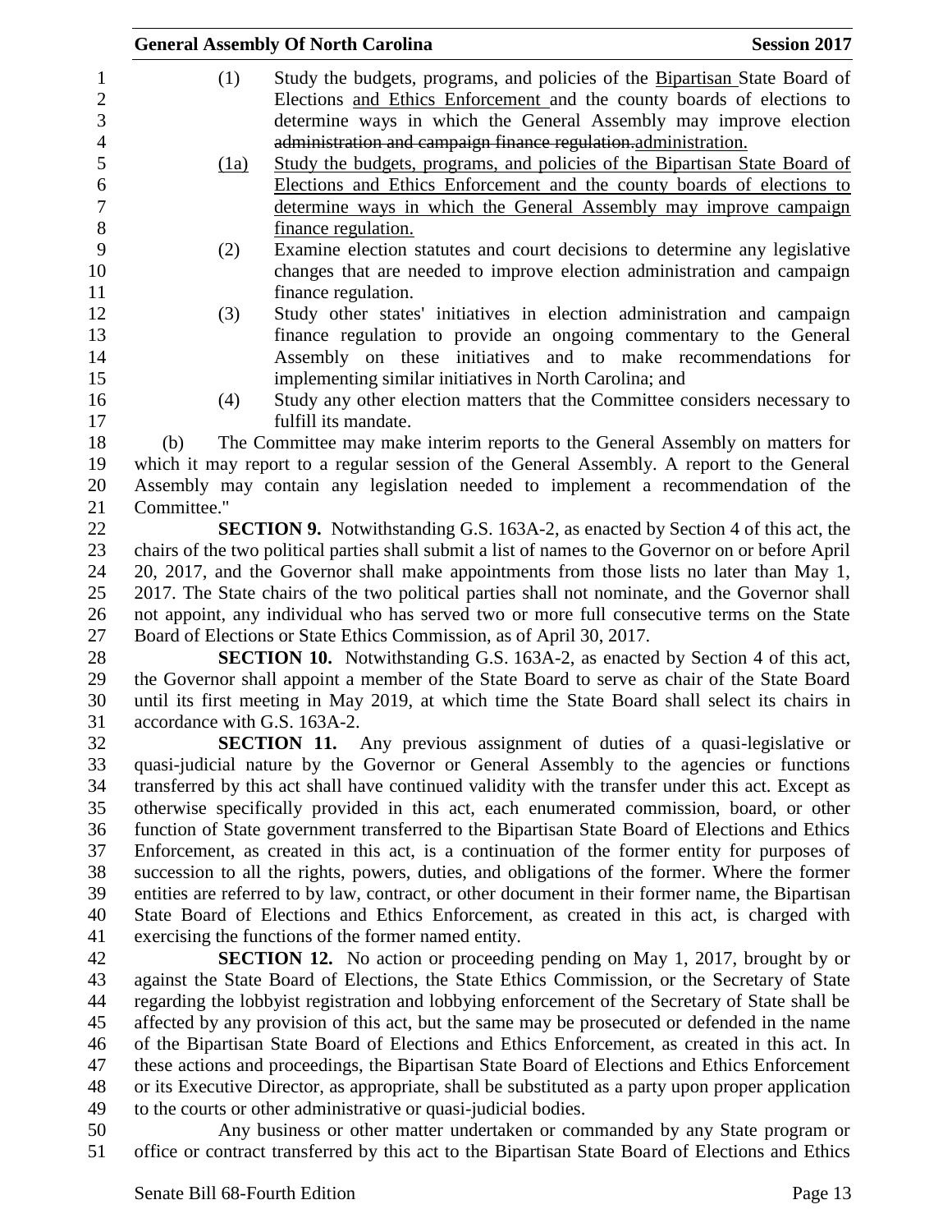(1) Study the budgets, programs, and policies of the <u>Bipartisan </u>State Board of Elections <u>and Ethics Enforcement </u>and the county boards of elections to determine ways in which the General Assembly may improve election ~~administration and campaign finance regulation.~~<u>administration.</u>

<u>(1a) Study the budgets, programs, and policies of the Bipartisan State Board of Elections and Ethics Enforcement and the county boards of elections to determine ways in which the General Assembly may improve campaign finance regulation.</u>

(2) Examine election statutes and court decisions to determine any legislative changes that are needed to improve election administration and campaign finance regulation.

(3) Study other states' initiatives in election administration and campaign finance regulation to provide an ongoing commentary to the General Assembly on these initiatives and to make recommendations for implementing similar initiatives in North Carolina; and

(4) Study any other election matters that the Committee considers necessary to fulfill its mandate.

(b) The Committee may make interim reports to the General Assembly on matters for which it may report to a regular session of the General Assembly. A report to the General Assembly may contain any legislation needed to implement a recommendation of the Committee."

**SECTION 9.** Notwithstanding G.S. 163A-2, as enacted by Section 4 of this act, the chairs of the two political parties shall submit a list of names to the Governor on or before April 20, 2017, and the Governor shall make appointments from those lists no later than May 1, 2017. The State chairs of the two political parties shall not nominate, and the Governor shall not appoint, any individual who has served two or more full consecutive terms on the State Board of Elections or State Ethics Commission, as of April 30, 2017.

**SECTION 10.** Notwithstanding G.S. 163A-2, as enacted by Section 4 of this act, the Governor shall appoint a member of the State Board to serve as chair of the State Board until its first meeting in May 2019, at which time the State Board shall select its chairs in accordance with G.S. 163A-2.

**SECTION 11.** Any previous assignment of duties of a quasi-legislative or quasi-judicial nature by the Governor or General Assembly to the agencies or functions transferred by this act shall have continued validity with the transfer under this act. Except as otherwise specifically provided in this act, each enumerated commission, board, or other function of State government transferred to the Bipartisan State Board of Elections and Ethics Enforcement, as created in this act, is a continuation of the former entity for purposes of succession to all the rights, powers, duties, and obligations of the former. Where the former entities are referred to by law, contract, or other document in their former name, the Bipartisan State Board of Elections and Ethics Enforcement, as created in this act, is charged with exercising the functions of the former named entity.

**SECTION 12.** No action or proceeding pending on May 1, 2017, brought by or against the State Board of Elections, the State Ethics Commission, or the Secretary of State regarding the lobbyist registration and lobbying enforcement of the Secretary of State shall be affected by any provision of this act, but the same may be prosecuted or defended in the name of the Bipartisan State Board of Elections and Ethics Enforcement, as created in this act. In these actions and proceedings, the Bipartisan State Board of Elections and Ethics Enforcement or its Executive Director, as appropriate, shall be substituted as a party upon proper application to the courts or other administrative or quasi-judicial bodies.

Any business or other matter undertaken or commanded by any State program or office or contract transferred by this act to the Bipartisan State Board of Elections and Ethics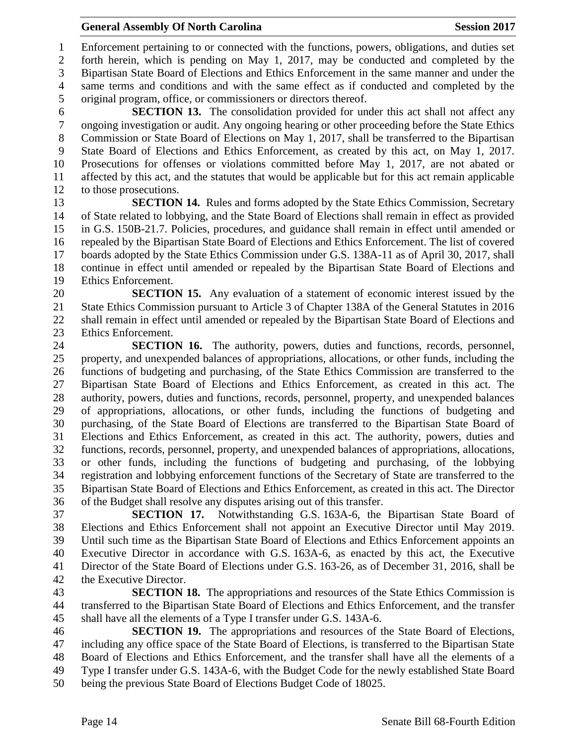Enforcement pertaining to or connected with the functions, powers, obligations, and duties set forth herein, which is pending on May 1, 2017, may be conducted and completed by the Bipartisan State Board of Elections and Ethics Enforcement in the same manner and under the same terms and conditions and with the same effect as if conducted and completed by the original program, office, or commissioners or directors thereof.

**SECTION 13.** The consolidation provided for under this act shall not affect any ongoing investigation or audit. Any ongoing hearing or other proceeding before the State Ethics Commission or State Board of Elections on May 1, 2017, shall be transferred to the Bipartisan State Board of Elections and Ethics Enforcement, as created by this act, on May 1, 2017. Prosecutions for offenses or violations committed before May 1, 2017, are not abated or affected by this act, and the statutes that would be applicable but for this act remain applicable to those prosecutions.

**SECTION 14.** Rules and forms adopted by the State Ethics Commission, Secretary of State related to lobbying, and the State Board of Elections shall remain in effect as provided in G.S. 150B-21.7. Policies, procedures, and guidance shall remain in effect until amended or repealed by the Bipartisan State Board of Elections and Ethics Enforcement. The list of covered boards adopted by the State Ethics Commission under G.S. 138A-11 as of April 30, 2017, shall continue in effect until amended or repealed by the Bipartisan State Board of Elections and Ethics Enforcement.

**SECTION 15.** Any evaluation of a statement of economic interest issued by the State Ethics Commission pursuant to Article 3 of Chapter 138A of the General Statutes in 2016 shall remain in effect until amended or repealed by the Bipartisan State Board of Elections and Ethics Enforcement.

**SECTION 16.** The authority, powers, duties and functions, records, personnel, property, and unexpended balances of appropriations, allocations, or other funds, including the functions of budgeting and purchasing, of the State Ethics Commission are transferred to the Bipartisan State Board of Elections and Ethics Enforcement, as created in this act. The authority, powers, duties and functions, records, personnel, property, and unexpended balances of appropriations, allocations, or other funds, including the functions of budgeting and purchasing, of the State Board of Elections are transferred to the Bipartisan State Board of Elections and Ethics Enforcement, as created in this act. The authority, powers, duties and functions, records, personnel, property, and unexpended balances of appropriations, allocations, or other funds, including the functions of budgeting and purchasing, of the lobbying registration and lobbying enforcement functions of the Secretary of State are transferred to the Bipartisan State Board of Elections and Ethics Enforcement, as created in this act. The Director of the Budget shall resolve any disputes arising out of this transfer.

**SECTION 17.** Notwithstanding G.S. 163A-6, the Bipartisan State Board of Elections and Ethics Enforcement shall not appoint an Executive Director until May 2019. Until such time as the Bipartisan State Board of Elections and Ethics Enforcement appoints an Executive Director in accordance with G.S. 163A-6, as enacted by this act, the Executive Director of the State Board of Elections under G.S. 163-26, as of December 31, 2016, shall be the Executive Director.

**SECTION 18.** The appropriations and resources of the State Ethics Commission is transferred to the Bipartisan State Board of Elections and Ethics Enforcement, and the transfer shall have all the elements of a Type I transfer under G.S. 143A-6.

**SECTION 19.** The appropriations and resources of the State Board of Elections, including any office space of the State Board of Elections, is transferred to the Bipartisan State Board of Elections and Ethics Enforcement, and the transfer shall have all the elements of a Type I transfer under G.S. 143A-6, with the Budget Code for the newly established State Board being the previous State Board of Elections Budget Code of 18025.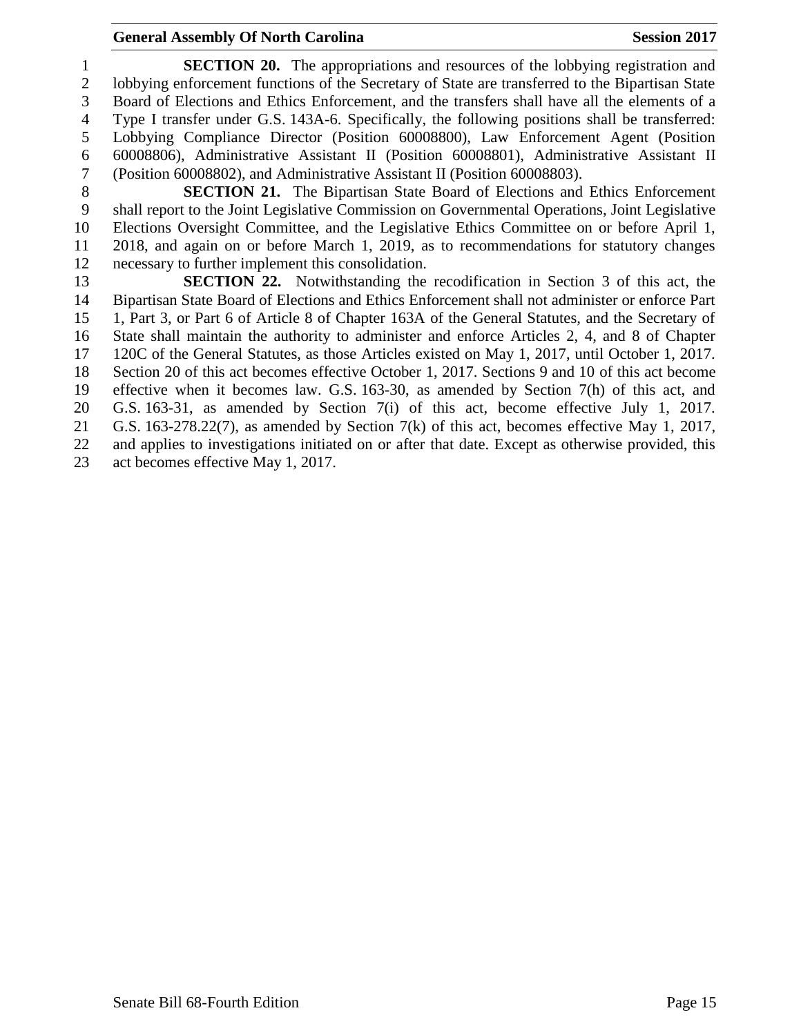**SECTION 20.** The appropriations and resources of the lobbying registration and lobbying enforcement functions of the Secretary of State are transferred to the Bipartisan State Board of Elections and Ethics Enforcement, and the transfers shall have all the elements of a Type I transfer under G.S. 143A-6. Specifically, the following positions shall be transferred: Lobbying Compliance Director (Position 60008800), Law Enforcement Agent (Position 60008806), Administrative Assistant II (Position 60008801), Administrative Assistant II (Position 60008802), and Administrative Assistant II (Position 60008803).

**SECTION 21.** The Bipartisan State Board of Elections and Ethics Enforcement shall report to the Joint Legislative Commission on Governmental Operations, Joint Legislative Elections Oversight Committee, and the Legislative Ethics Committee on or before April 1, 2018, and again on or before March 1, 2019, as to recommendations for statutory changes necessary to further implement this consolidation.

**SECTION 22.** Notwithstanding the recodification in Section 3 of this act, the Bipartisan State Board of Elections and Ethics Enforcement shall not administer or enforce Part 1, Part 3, or Part 6 of Article 8 of Chapter 163A of the General Statutes, and the Secretary of State shall maintain the authority to administer and enforce Articles 2, 4, and 8 of Chapter 120C of the General Statutes, as those Articles existed on May 1, 2017, until October 1, 2017. Section 20 of this act becomes effective October 1, 2017. Sections 9 and 10 of this act become effective when it becomes law. G.S. 163-30, as amended by Section 7(h) of this act, and G.S. 163-31, as amended by Section 7(i) of this act, become effective July 1, 2017. G.S. 163-278.22(7), as amended by Section 7(k) of this act, becomes effective May 1, 2017, and applies to investigations initiated on or after that date. Except as otherwise provided, this act becomes effective May 1, 2017.